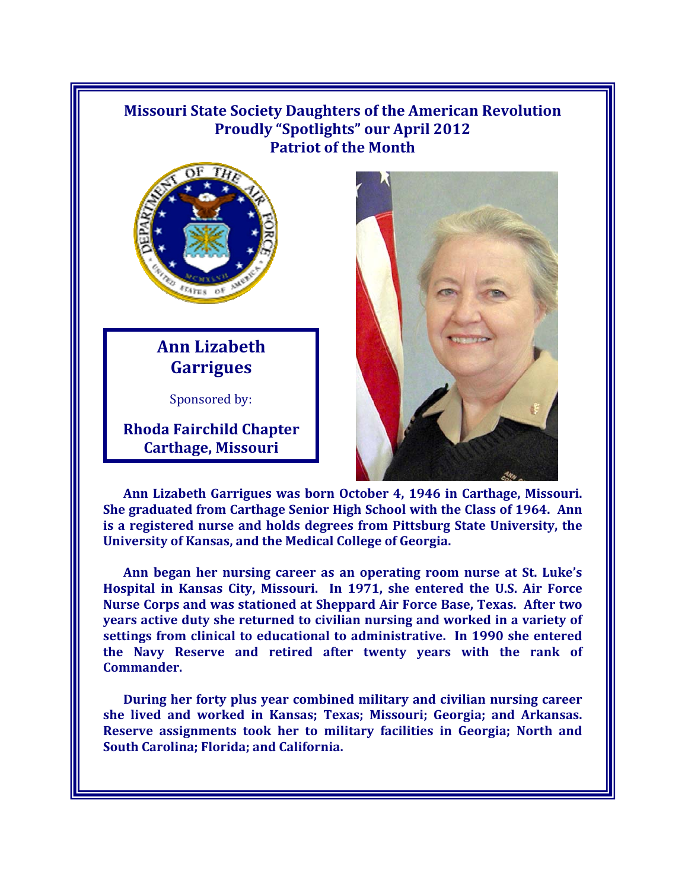# Missouri State Society Daughters of the American Revolution Proudly "Spotlights" our April 2012 Patriot of the Month

## Ann Lizabeth Garrigues

Sponsored by:

**Rhoda Fairchild Chapter**
**Carthage, Missouri**

**Ann Lizabeth Garrigues was born October 4, 1946 in Carthage, Missouri. She graduated from Carthage Senior High School with the Class of 1964. Ann is a registered nurse and holds degrees from Pittsburg State University, the University of Kansas, and the Medical College of Georgia.**

**Ann began her nursing career as an operating room nurse at St. Luke's Hospital in Kansas City, Missouri. In 1971, she entered the U.S. Air Force Nurse Corps and was stationed at Sheppard Air Force Base, Texas. After two years active duty she returned to civilian nursing and worked in a variety of settings from clinical to educational to administrative. In 1990 she entered the Navy Reserve and retired after twenty years with the rank of Commander.**

**During her forty plus year combined military and civilian nursing career she lived and worked in Kansas; Texas; Missouri; Georgia; and Arkansas. Reserve assignments took her to military facilities in Georgia; North and South Carolina; Florida; and California.**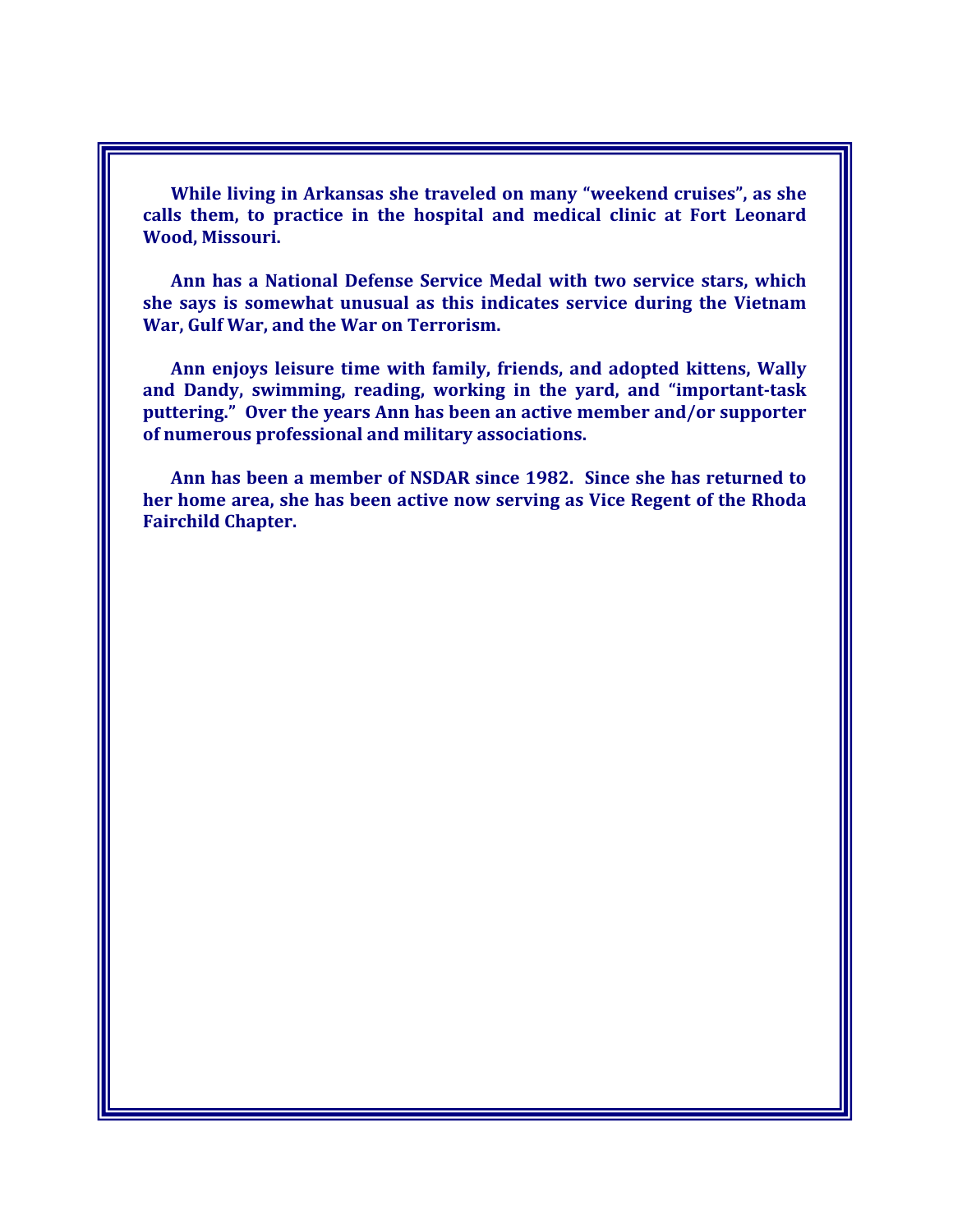**While living in Arkansas she traveled on many "weekend cruises", as she calls them, to practice in the hospital and medical clinic at Fort Leonard Wood, Missouri.**

**Ann has a National Defense Service Medal with two service stars, which she says is somewhat unusual as this indicates service during the Vietnam War, Gulf War, and the War on Terrorism.**

**Ann enjoys leisure time with family, friends, and adopted kittens, Wally and Dandy, swimming, reading, working in the yard, and "important-task puttering." Over the years Ann has been an active member and/or supporter of numerous professional and military associations.**

**Ann has been a member of NSDAR since 1982. Since she has returned to her home area, she has been active now serving as Vice Regent of the Rhoda Fairchild Chapter.**